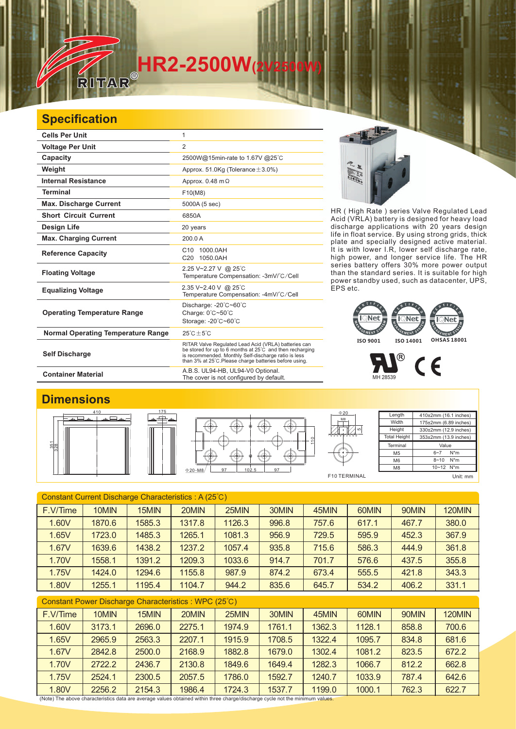# HR2-2500W(2V2500W)

## Specification

| | |
|---|---|
| **Cells Per Unit** | 1 |
| **Voltage Per Unit** | 2 |
| **Capacity** | 2500W@15min-rate to 1.67V @25℃ |
| **Weight** | Approx. 51.0Kg (Tolerance±3.0%) |
| **Internal Resistance** | Approx. 0.48 mΩ |
| **Terminal** | F10(M8) |
| **Max. Discharge Current** | 5000A (5 sec) |
| **Short Circuit Current** | 6850A |
| **Design Life** | 20 years |
| **Max. Charging Current** | 200.0 A |
| **Reference Capacity** | C10 1000.0AH<br>C20 1050.0AH |
| **Floating Voltage** | 2.25 V~2.27 V @ 25℃<br>Temperature Compensation: -3mV/℃/Cell |
| **Equalizing Voltage** | 2.35 V~2.40 V @ 25℃<br>Temperature Compensation: -4mV/℃/Cell |
| **Operating Temperature Range** | Discharge: -20℃~60℃<br>Charge: 0℃~50℃<br>Storage: -20℃~60℃ |
| **Normal Operating Temperature Range** | 25℃±5℃ |
| **Self Discharge** | RITAR Valve Regulated Lead Acid (VRLA) batteries can be stored for up to 6 months at 25℃ and then recharging is recommended. Monthly Self-discharge ratio is less than 3% at 25℃.Please charge batteries before using. |
| **Container Material** | A.B.S. UL94-HB, UL94-V0 Optional.<br>The cover is not configured by default. |

HR ( High Rate ) series Valve Regulated Lead Acid (VRLA) battery is designed for heavy load discharge applications with 20 years design life in float service. By using strong grids, thick plate and specially designed active material. It is with lower I.R, lower self discharge rate, high power, and longer service life. The HR series battery offers 30% more power output than the standard series. It is suitable for high power standby used, such as datacenter, UPS, EPS etc.

ISO 9001 ISO 14001 OHSAS 18001

MH 28539

## Dimensions

| Length | 410±2mm (16.1 inches) |
|---|---|
| Width | 175±2mm (6.89 inches) |
| Height | 330±2mm (12.9 inches) |
| Total Height | 353±2mm (13.9 inches) |

| Terminal | Value |
|---|---|
| M5 | 6~7 N*m |
| M6 | 8~10 N*m |
| M8 | 10~12 N*m |

F10 TERMINAL

Unit: mm

| Constant Current Discharge Characteristics : A (25℃) | | | | | | | | | |
|---|---|---|---|---|---|---|---|---|---|
| F.V/Time | 10MIN | 15MIN | 20MIN | 25MIN | 30MIN | 45MIN | 60MIN | 90MIN | 120MIN |
| 1.60V | 1870.6 | 1585.3 | 1317.8 | 1126.3 | 996.8 | 757.6 | 617.1 | 467.7 | 380.0 |
| 1.65V | 1723.0 | 1485.3 | 1265.1 | 1081.3 | 956.9 | 729.5 | 595.9 | 452.3 | 367.9 |
| 1.67V | 1639.6 | 1438.2 | 1237.2 | 1057.4 | 935.8 | 715.6 | 586.3 | 444.9 | 361.8 |
| 1.70V | 1558.1 | 1391.2 | 1209.3 | 1033.6 | 914.7 | 701.7 | 576.6 | 437.5 | 355.8 |
| 1.75V | 1424.0 | 1294.6 | 1155.8 | 987.9 | 874.2 | 673.4 | 555.5 | 421.8 | 343.3 |
| 1.80V | 1255.1 | 1195.4 | 1104.7 | 944.2 | 835.6 | 645.7 | 534.2 | 406.2 | 331.1 |

| Constant Power Discharge Characteristics : WPC (25℃) | | | | | | | | | |
|---|---|---|---|---|---|---|---|---|---|
| F.V/Time | 10MIN | 15MIN | 20MIN | 25MIN | 30MIN | 45MIN | 60MIN | 90MIN | 120MIN |
| 1.60V | 3173.1 | 2696.0 | 2275.1 | 1974.9 | 1761.1 | 1362.3 | 1128.1 | 858.8 | 700.6 |
| 1.65V | 2965.9 | 2563.3 | 2207.1 | 1915.9 | 1708.5 | 1322.4 | 1095.7 | 834.8 | 681.6 |
| 1.67V | 2842.8 | 2500.0 | 2168.9 | 1882.8 | 1679.0 | 1302.4 | 1081.2 | 823.5 | 672.2 |
| 1.70V | 2722.2 | 2436.7 | 2130.8 | 1849.6 | 1649.4 | 1282.3 | 1066.7 | 812.2 | 662.8 |
| 1.75V | 2524.1 | 2300.5 | 2057.5 | 1786.0 | 1592.7 | 1240.7 | 1033.9 | 787.4 | 642.6 |
| 1.80V | 2256.2 | 2154.3 | 1986.4 | 1724.3 | 1537.7 | 1199.0 | 1000.1 | 762.3 | 622.7 |

(Note) The above characteristics data are average values obtained within three charge/discharge cycle not the minimum values.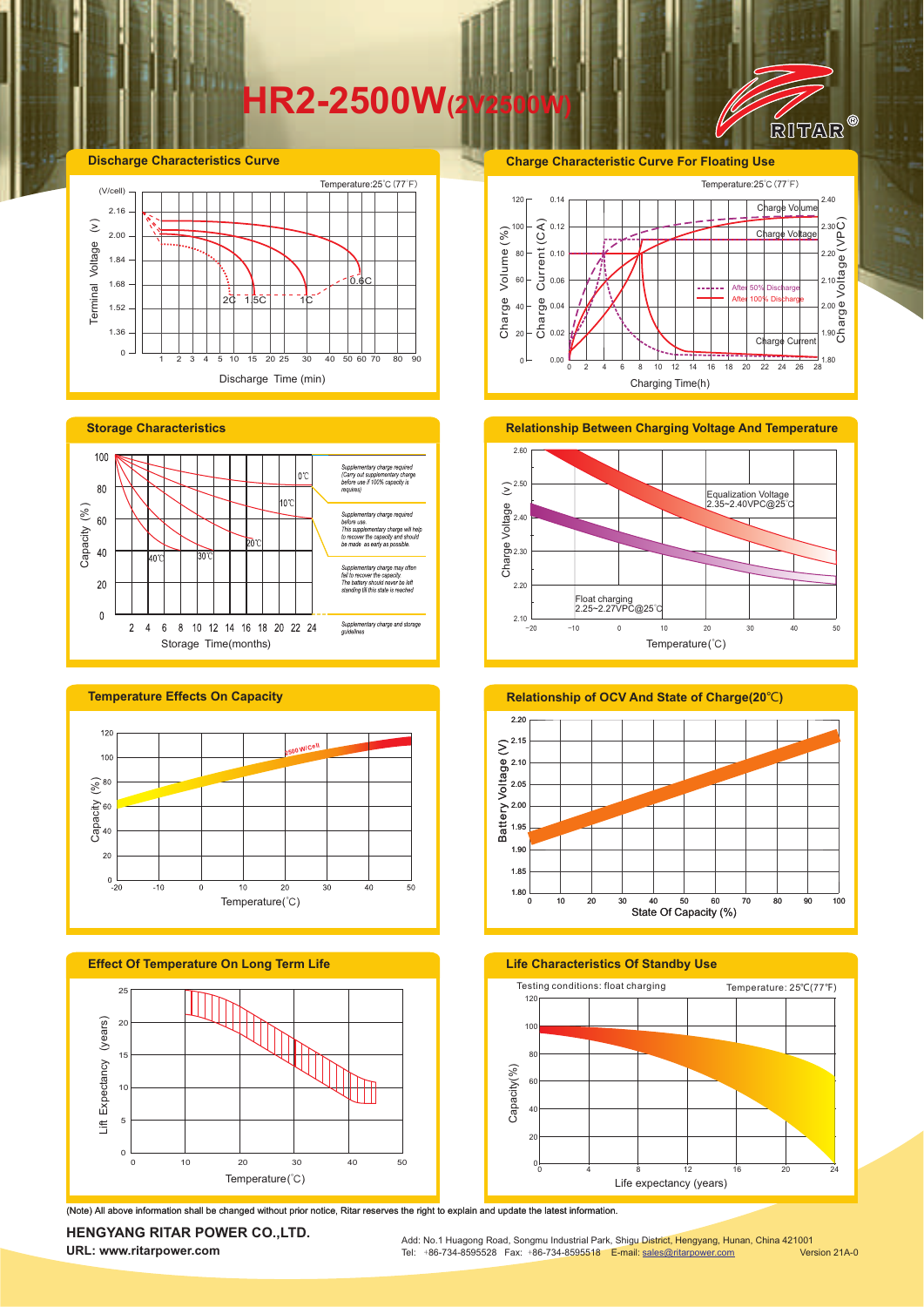# HR2-2500W(2V2500W)

RITAR®

## Discharge Characteristics Curve

(V/cell)

Temperature:25°C (77°F)

Terminal Voltage (v)

2.16
2.00
1.84
1.68
1.52
1.36
0

2C 1.5C 1C 0.6C

1 2 3 4 5 10 15 20 25 30 40 50 60 70 80 90

Discharge Time (min)

## Charge Characteristic Curve For Floating Use

Temperature:25°C (77°F)

Charge Volume (%) / Charge Current (CA) / Charge Voltage (VPC)

120 100 80 60 40 20 0

0.14 0.12 0.10 0.08 0.06 0.04 0.02 0.00

2.40 2.30 2.20 2.10 2.00 1.90 1.80

Charge Volume

Charge Voltage

After 50% Discharge

After 100% Discharge

Charge Current

0 2 4 6 8 10 12 14 16 18 20 22 24 26 28

Charging Time(h)

## Storage Characteristics

Capacity (%)

100 80 60 40 20 0

0℃ 10℃ 20℃ 30℃ 40℃

2 4 6 8 10 12 14 16 18 20 22 24

Storage Time(months)

*Supplementary charge required (Carry out supplementary charge before use if 100% capacity is requires)*

*Supplementary charge required before use. This supplementary charge will help to recover the capacity and should be made as early as possible.*

*Supplementary charge may often fail to recover the capacity. The battery should never be left standing till this state is reached*

*Supplementary charge and storage guidelines*

## Relationship Between Charging Voltage And Temperature

Charge Voltage (v)

2.60 2.50 2.40 2.30 2.20 2.10

Equalization Voltage
2.35~2.40VPC@25°C

Float charging
2.25~2.27VPC@25°C

−20 −10 0 10 20 30 40 50

Temperature(°C)

## Temperature Effects On Capacity

Capacity (%)

120 100 80 60 40 20 0

2500 W/Cell

-20 -10 0 10 20 30 40 50

Temperature(°C)

## Relationship of OCV And State of Charge(20℃)

Battery Voltage (V)

2.20 2.15 2.10 2.05 2.00 1.95 1.90 1.85 1.80

0 10 20 30 40 50 60 70 80 90 100

State Of Capacity (%)

## Effect Of Temperature On Long Term Life

Lift Expectancy (years)

25 20 15 10 5 0

0 10 20 30 40 50

Temperature(°C)

## Life Characteristics Of Standby Use

Testing conditions: float charging

Temperature: 25℃(77°F)

Capacity(%)

120 100 80 60 40 20 0

0 4 8 12 16 20 24

Life expectancy (years)

(Note) All above information shall be changed without prior notice, Ritar reserves the right to explain and update the latest information.

**HENGYANG RITAR POWER CO.,LTD.**

**URL: www.ritarpower.com**

Add: No.1 Huagong Road, Songmu Industrial Park, Shigu District, Hengyang, Hunan, China 421001
Tel: +86-734-8595528 Fax: +86-734-8595518 E-mail: sales@ritarpower.com

Version 21A-0